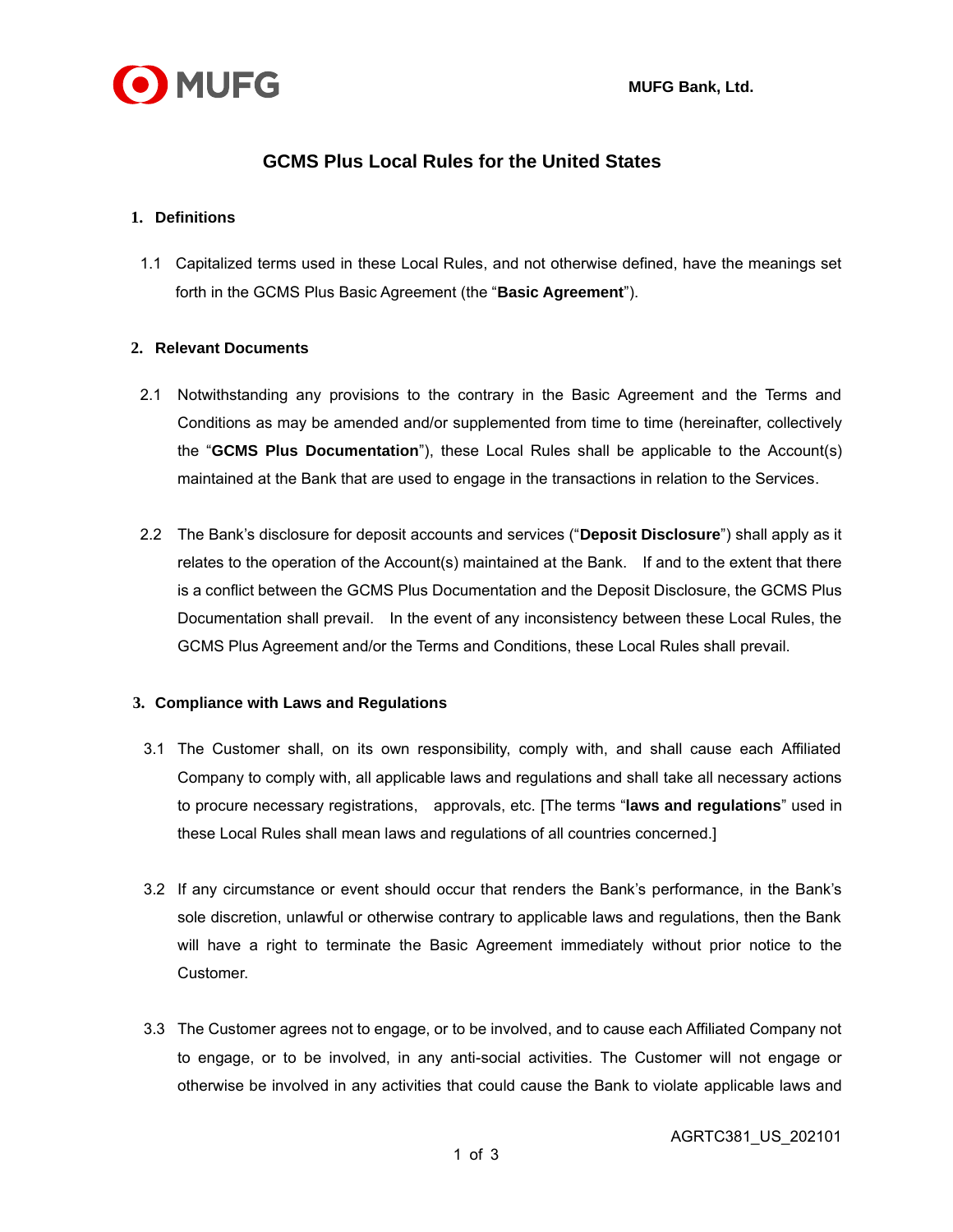MUFG Bank, Ltd.

# GCMS Plus Local Rules for the United States

## 1. Definitions

1.1 Capitalized terms used in these Local Rules, and not otherwise defined, have the meanings set forth in the GCMS Plus Basic Agreement (the "**Basic Agreement**").

## 2. Relevant Documents

2.1 Notwithstanding any provisions to the contrary in the Basic Agreement and the Terms and Conditions as may be amended and/or supplemented from time to time (hereinafter, collectively the "**GCMS Plus Documentation**"), these Local Rules shall be applicable to the Account(s) maintained at the Bank that are used to engage in the transactions in relation to the Services.

2.2 The Bank's disclosure for deposit accounts and services ("**Deposit Disclosure**") shall apply as it relates to the operation of the Account(s) maintained at the Bank. If and to the extent that there is a conflict between the GCMS Plus Documentation and the Deposit Disclosure, the GCMS Plus Documentation shall prevail. In the event of any inconsistency between these Local Rules, the GCMS Plus Agreement and/or the Terms and Conditions, these Local Rules shall prevail.

## 3. Compliance with Laws and Regulations

3.1 The Customer shall, on its own responsibility, comply with, and shall cause each Affiliated Company to comply with, all applicable laws and regulations and shall take all necessary actions to procure necessary registrations, approvals, etc. [The terms "**laws and regulations**" used in these Local Rules shall mean laws and regulations of all countries concerned.]

3.2 If any circumstance or event should occur that renders the Bank's performance, in the Bank's sole discretion, unlawful or otherwise contrary to applicable laws and regulations, then the Bank will have a right to terminate the Basic Agreement immediately without prior notice to the Customer.

3.3 The Customer agrees not to engage, or to be involved, and to cause each Affiliated Company not to engage, or to be involved, in any anti-social activities. The Customer will not engage or otherwise be involved in any activities that could cause the Bank to violate applicable laws and

AGRTC381_US_202101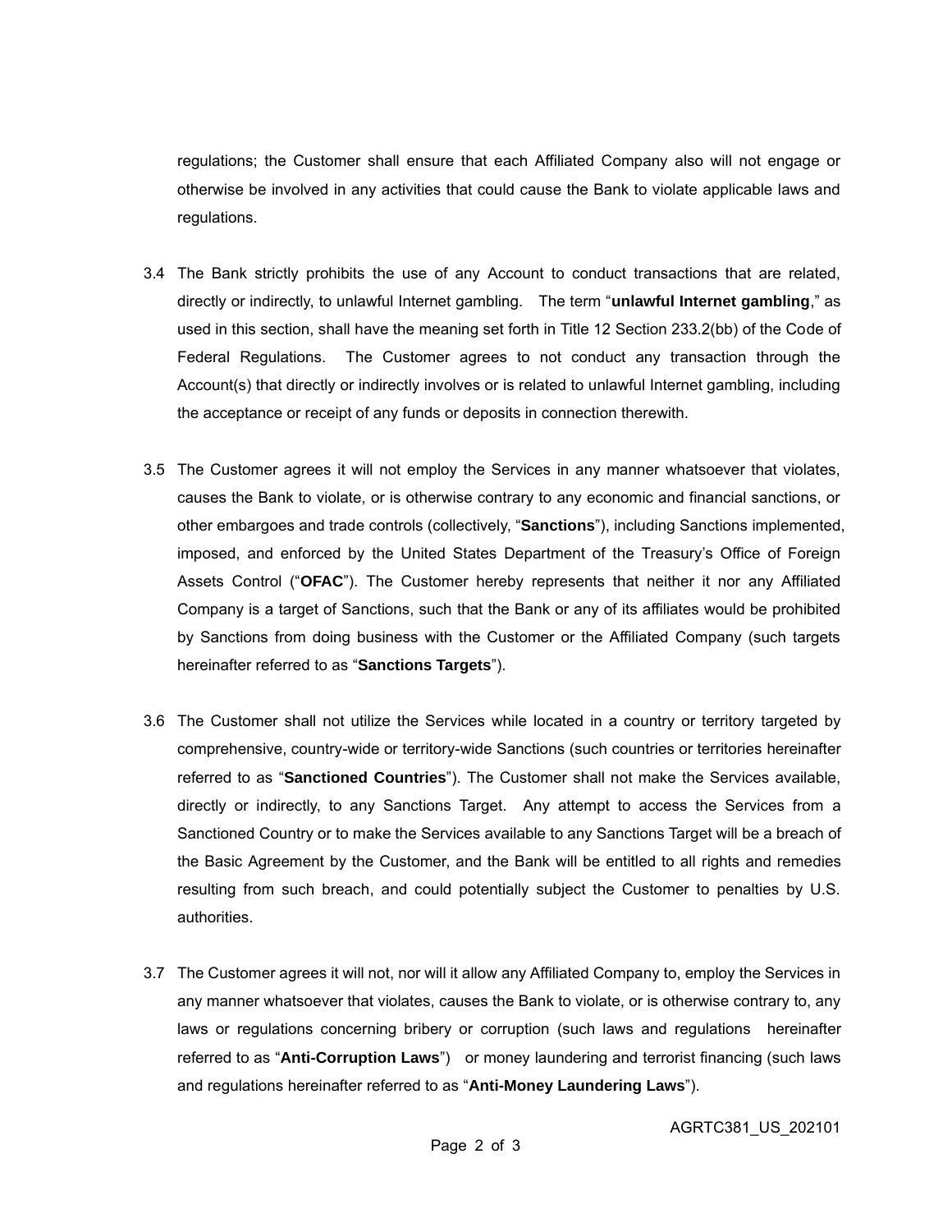regulations; the Customer shall ensure that each Affiliated Company also will not engage or otherwise be involved in any activities that could cause the Bank to violate applicable laws and regulations.

3.4 The Bank strictly prohibits the use of any Account to conduct transactions that are related, directly or indirectly, to unlawful Internet gambling. The term "**unlawful Internet gambling**," as used in this section, shall have the meaning set forth in Title 12 Section 233.2(bb) of the Code of Federal Regulations. The Customer agrees to not conduct any transaction through the Account(s) that directly or indirectly involves or is related to unlawful Internet gambling, including the acceptance or receipt of any funds or deposits in connection therewith.

3.5 The Customer agrees it will not employ the Services in any manner whatsoever that violates, causes the Bank to violate, or is otherwise contrary to any economic and financial sanctions, or other embargoes and trade controls (collectively, "**Sanctions**"), including Sanctions implemented, imposed, and enforced by the United States Department of the Treasury's Office of Foreign Assets Control ("**OFAC**"). The Customer hereby represents that neither it nor any Affiliated Company is a target of Sanctions, such that the Bank or any of its affiliates would be prohibited by Sanctions from doing business with the Customer or the Affiliated Company (such targets hereinafter referred to as "**Sanctions Targets**").

3.6 The Customer shall not utilize the Services while located in a country or territory targeted by comprehensive, country-wide or territory-wide Sanctions (such countries or territories hereinafter referred to as "**Sanctioned Countries**"). The Customer shall not make the Services available, directly or indirectly, to any Sanctions Target. Any attempt to access the Services from a Sanctioned Country or to make the Services available to any Sanctions Target will be a breach of the Basic Agreement by the Customer, and the Bank will be entitled to all rights and remedies resulting from such breach, and could potentially subject the Customer to penalties by U.S. authorities.

3.7 The Customer agrees it will not, nor will it allow any Affiliated Company to, employ the Services in any manner whatsoever that violates, causes the Bank to violate, or is otherwise contrary to, any laws or regulations concerning bribery or corruption (such laws and regulations hereinafter referred to as "**Anti-Corruption Laws**") or money laundering and terrorist financing (such laws and regulations hereinafter referred to as "**Anti-Money Laundering Laws**").

AGRTC381_US_202101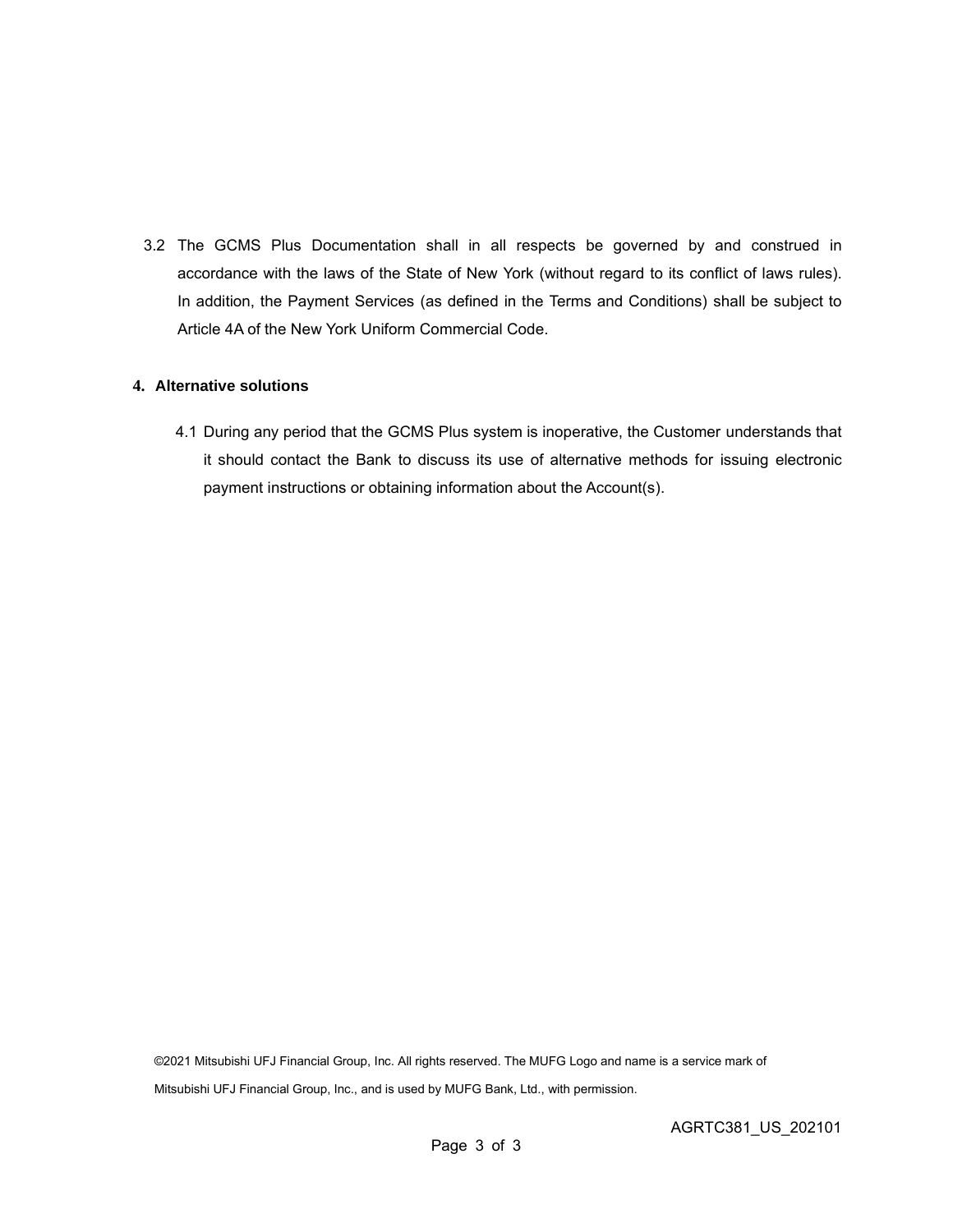3.2 The GCMS Plus Documentation shall in all respects be governed by and construed in accordance with the laws of the State of New York (without regard to its conflict of laws rules). In addition, the Payment Services (as defined in the Terms and Conditions) shall be subject to Article 4A of the New York Uniform Commercial Code.

**4. Alternative solutions**

4.1 During any period that the GCMS Plus system is inoperative, the Customer understands that it should contact the Bank to discuss its use of alternative methods for issuing electronic payment instructions or obtaining information about the Account(s).

©2021 Mitsubishi UFJ Financial Group, Inc. All rights reserved. The MUFG Logo and name is a service mark of Mitsubishi UFJ Financial Group, Inc., and is used by MUFG Bank, Ltd., with permission.

AGRTC381_US_202101